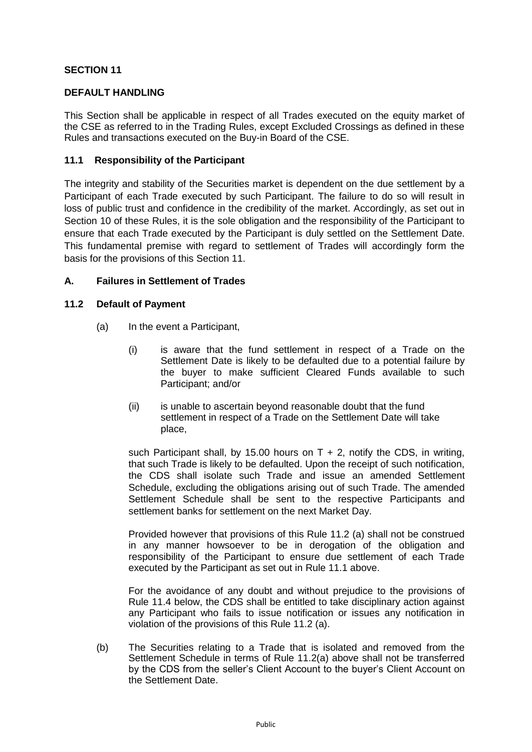## SECTION 11

## DEFAULT HANDLING

This Section shall be applicable in respect of all Trades executed on the equity market of the CSE as referred to in the Trading Rules, except Excluded Crossings as defined in these Rules and transactions executed on the Buy-in Board of the CSE.

### 11.1 Responsibility of the Participant

The integrity and stability of the Securities market is dependent on the due settlement by a Participant of each Trade executed by such Participant. The failure to do so will result in loss of public trust and confidence in the credibility of the market. Accordingly, as set out in Section 10 of these Rules, it is the sole obligation and the responsibility of the Participant to ensure that each Trade executed by the Participant is duly settled on the Settlement Date. This fundamental premise with regard to settlement of Trades will accordingly form the basis for the provisions of this Section 11.

### A. Failures in Settlement of Trades

### 11.2 Default of Payment

(a) In the event a Participant,

(i) is aware that the fund settlement in respect of a Trade on the Settlement Date is likely to be defaulted due to a potential failure by the buyer to make sufficient Cleared Funds available to such Participant; and/or

(ii) is unable to ascertain beyond reasonable doubt that the fund settlement in respect of a Trade on the Settlement Date will take place,

such Participant shall, by 15.00 hours on T + 2, notify the CDS, in writing, that such Trade is likely to be defaulted. Upon the receipt of such notification, the CDS shall isolate such Trade and issue an amended Settlement Schedule, excluding the obligations arising out of such Trade. The amended Settlement Schedule shall be sent to the respective Participants and settlement banks for settlement on the next Market Day.

Provided however that provisions of this Rule 11.2 (a) shall not be construed in any manner howsoever to be in derogation of the obligation and responsibility of the Participant to ensure due settlement of each Trade executed by the Participant as set out in Rule 11.1 above.

For the avoidance of any doubt and without prejudice to the provisions of Rule 11.4 below, the CDS shall be entitled to take disciplinary action against any Participant who fails to issue notification or issues any notification in violation of the provisions of this Rule 11.2 (a).

(b) The Securities relating to a Trade that is isolated and removed from the Settlement Schedule in terms of Rule 11.2(a) above shall not be transferred by the CDS from the seller's Client Account to the buyer's Client Account on the Settlement Date.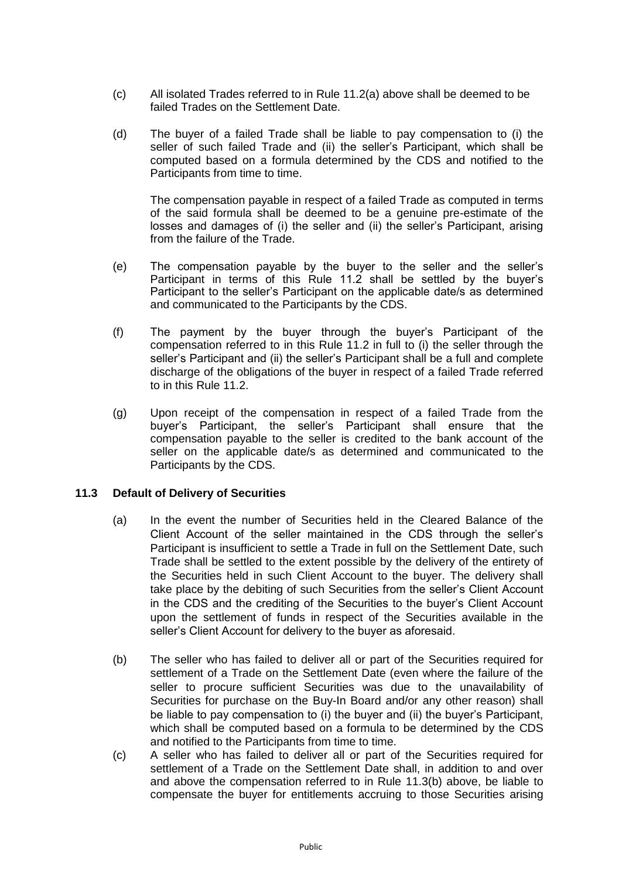(c) All isolated Trades referred to in Rule 11.2(a) above shall be deemed to be failed Trades on the Settlement Date.

(d) The buyer of a failed Trade shall be liable to pay compensation to (i) the seller of such failed Trade and (ii) the seller's Participant, which shall be computed based on a formula determined by the CDS and notified to the Participants from time to time.

The compensation payable in respect of a failed Trade as computed in terms of the said formula shall be deemed to be a genuine pre-estimate of the losses and damages of (i) the seller and (ii) the seller's Participant, arising from the failure of the Trade.

(e) The compensation payable by the buyer to the seller and the seller's Participant in terms of this Rule 11.2 shall be settled by the buyer's Participant to the seller's Participant on the applicable date/s as determined and communicated to the Participants by the CDS.

(f) The payment by the buyer through the buyer's Participant of the compensation referred to in this Rule 11.2 in full to (i) the seller through the seller's Participant and (ii) the seller's Participant shall be a full and complete discharge of the obligations of the buyer in respect of a failed Trade referred to in this Rule 11.2.

(g) Upon receipt of the compensation in respect of a failed Trade from the buyer's Participant, the seller's Participant shall ensure that the compensation payable to the seller is credited to the bank account of the seller on the applicable date/s as determined and communicated to the Participants by the CDS.

### 11.3 Default of Delivery of Securities

(a) In the event the number of Securities held in the Cleared Balance of the Client Account of the seller maintained in the CDS through the seller's Participant is insufficient to settle a Trade in full on the Settlement Date, such Trade shall be settled to the extent possible by the delivery of the entirety of the Securities held in such Client Account to the buyer. The delivery shall take place by the debiting of such Securities from the seller's Client Account in the CDS and the crediting of the Securities to the buyer's Client Account upon the settlement of funds in respect of the Securities available in the seller's Client Account for delivery to the buyer as aforesaid.

(b) The seller who has failed to deliver all or part of the Securities required for settlement of a Trade on the Settlement Date (even where the failure of the seller to procure sufficient Securities was due to the unavailability of Securities for purchase on the Buy-In Board and/or any other reason) shall be liable to pay compensation to (i) the buyer and (ii) the buyer's Participant, which shall be computed based on a formula to be determined by the CDS and notified to the Participants from time to time.

(c) A seller who has failed to deliver all or part of the Securities required for settlement of a Trade on the Settlement Date shall, in addition to and over and above the compensation referred to in Rule 11.3(b) above, be liable to compensate the buyer for entitlements accruing to those Securities arising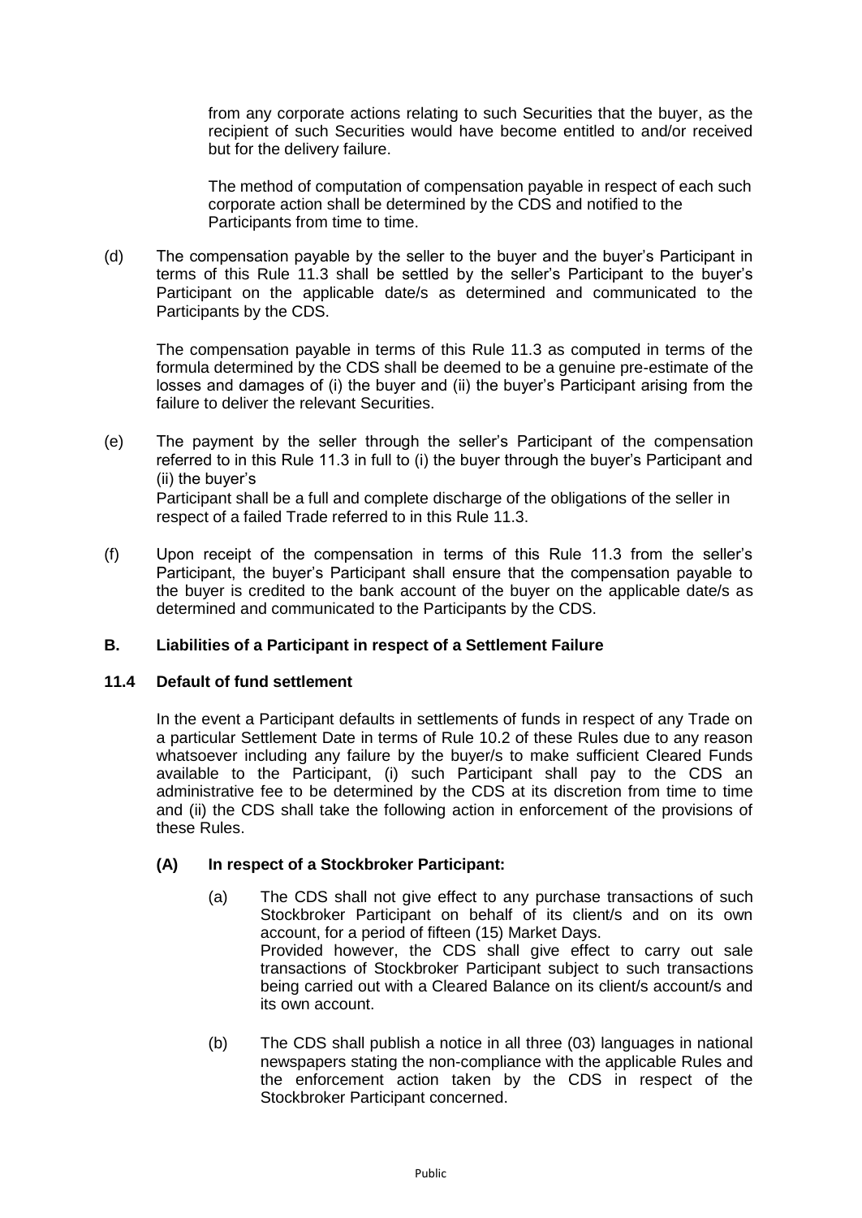from any corporate actions relating to such Securities that the buyer, as the recipient of such Securities would have become entitled to and/or received but for the delivery failure.

The method of computation of compensation payable in respect of each such corporate action shall be determined by the CDS and notified to the Participants from time to time.

(d) The compensation payable by the seller to the buyer and the buyer's Participant in terms of this Rule 11.3 shall be settled by the seller's Participant to the buyer's Participant on the applicable date/s as determined and communicated to the Participants by the CDS.

The compensation payable in terms of this Rule 11.3 as computed in terms of the formula determined by the CDS shall be deemed to be a genuine pre-estimate of the losses and damages of (i) the buyer and (ii) the buyer's Participant arising from the failure to deliver the relevant Securities.

(e) The payment by the seller through the seller's Participant of the compensation referred to in this Rule 11.3 in full to (i) the buyer through the buyer's Participant and (ii) the buyer's Participant shall be a full and complete discharge of the obligations of the seller in respect of a failed Trade referred to in this Rule 11.3.

(f) Upon receipt of the compensation in terms of this Rule 11.3 from the seller's Participant, the buyer's Participant shall ensure that the compensation payable to the buyer is credited to the bank account of the buyer on the applicable date/s as determined and communicated to the Participants by the CDS.

## B. Liabilities of a Participant in respect of a Settlement Failure

### 11.4 Default of fund settlement

In the event a Participant defaults in settlements of funds in respect of any Trade on a particular Settlement Date in terms of Rule 10.2 of these Rules due to any reason whatsoever including any failure by the buyer/s to make sufficient Cleared Funds available to the Participant, (i) such Participant shall pay to the CDS an administrative fee to be determined by the CDS at its discretion from time to time and (ii) the CDS shall take the following action in enforcement of the provisions of these Rules.

#### (A) In respect of a Stockbroker Participant:

(a) The CDS shall not give effect to any purchase transactions of such Stockbroker Participant on behalf of its client/s and on its own account, for a period of fifteen (15) Market Days.
Provided however, the CDS shall give effect to carry out sale transactions of Stockbroker Participant subject to such transactions being carried out with a Cleared Balance on its client/s account/s and its own account.

(b) The CDS shall publish a notice in all three (03) languages in national newspapers stating the non-compliance with the applicable Rules and the enforcement action taken by the CDS in respect of the Stockbroker Participant concerned.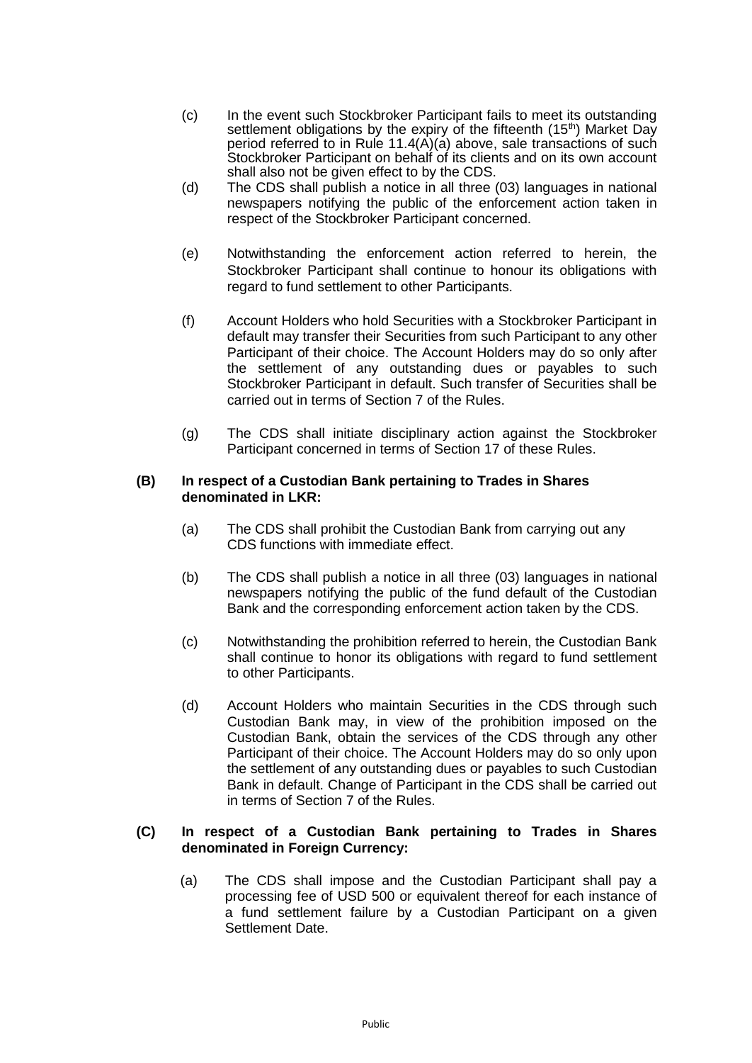(c) In the event such Stockbroker Participant fails to meet its outstanding settlement obligations by the expiry of the fifteenth (15th) Market Day period referred to in Rule 11.4(A)(a) above, sale transactions of such Stockbroker Participant on behalf of its clients and on its own account shall also not be given effect to by the CDS.

(d) The CDS shall publish a notice in all three (03) languages in national newspapers notifying the public of the enforcement action taken in respect of the Stockbroker Participant concerned.

(e) Notwithstanding the enforcement action referred to herein, the Stockbroker Participant shall continue to honour its obligations with regard to fund settlement to other Participants.

(f) Account Holders who hold Securities with a Stockbroker Participant in default may transfer their Securities from such Participant to any other Participant of their choice. The Account Holders may do so only after the settlement of any outstanding dues or payables to such Stockbroker Participant in default. Such transfer of Securities shall be carried out in terms of Section 7 of the Rules.

(g) The CDS shall initiate disciplinary action against the Stockbroker Participant concerned in terms of Section 17 of these Rules.

**(B) In respect of a Custodian Bank pertaining to Trades in Shares denominated in LKR:**

(a) The CDS shall prohibit the Custodian Bank from carrying out any CDS functions with immediate effect.

(b) The CDS shall publish a notice in all three (03) languages in national newspapers notifying the public of the fund default of the Custodian Bank and the corresponding enforcement action taken by the CDS.

(c) Notwithstanding the prohibition referred to herein, the Custodian Bank shall continue to honor its obligations with regard to fund settlement to other Participants.

(d) Account Holders who maintain Securities in the CDS through such Custodian Bank may, in view of the prohibition imposed on the Custodian Bank, obtain the services of the CDS through any other Participant of their choice. The Account Holders may do so only upon the settlement of any outstanding dues or payables to such Custodian Bank in default. Change of Participant in the CDS shall be carried out in terms of Section 7 of the Rules.

**(C) In respect of a Custodian Bank pertaining to Trades in Shares denominated in Foreign Currency:**

(a) The CDS shall impose and the Custodian Participant shall pay a processing fee of USD 500 or equivalent thereof for each instance of a fund settlement failure by a Custodian Participant on a given Settlement Date.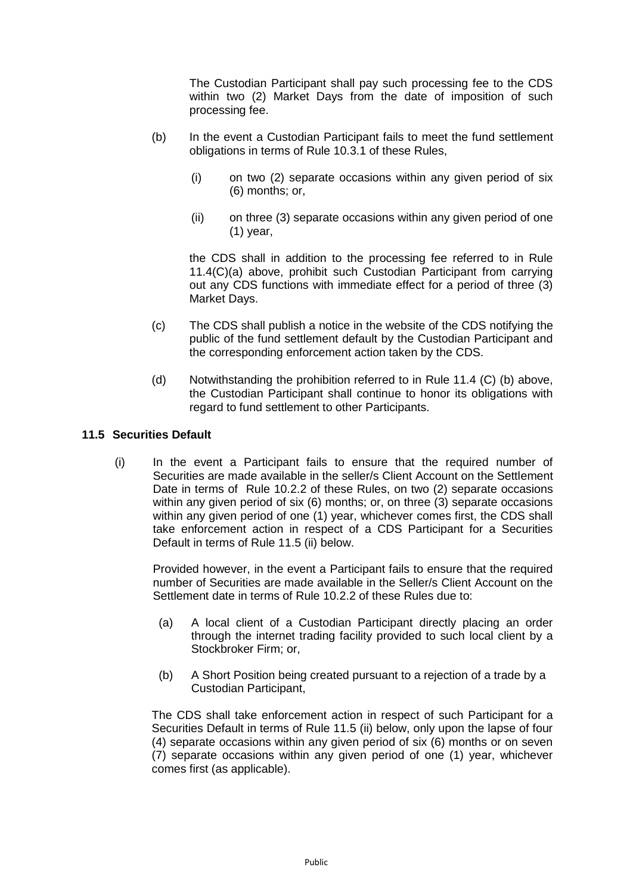The Custodian Participant shall pay such processing fee to the CDS within two (2) Market Days from the date of imposition of such processing fee.

(b) In the event a Custodian Participant fails to meet the fund settlement obligations in terms of Rule 10.3.1 of these Rules,

(i) on two (2) separate occasions within any given period of six (6) months; or,

(ii) on three (3) separate occasions within any given period of one (1) year,

the CDS shall in addition to the processing fee referred to in Rule 11.4(C)(a) above, prohibit such Custodian Participant from carrying out any CDS functions with immediate effect for a period of three (3) Market Days.

(c) The CDS shall publish a notice in the website of the CDS notifying the public of the fund settlement default by the Custodian Participant and the corresponding enforcement action taken by the CDS.

(d) Notwithstanding the prohibition referred to in Rule 11.4 (C) (b) above, the Custodian Participant shall continue to honor its obligations with regard to fund settlement to other Participants.

**11.5 Securities Default**

(i) In the event a Participant fails to ensure that the required number of Securities are made available in the seller/s Client Account on the Settlement Date in terms of Rule 10.2.2 of these Rules, on two (2) separate occasions within any given period of six (6) months; or, on three (3) separate occasions within any given period of one (1) year, whichever comes first, the CDS shall take enforcement action in respect of a CDS Participant for a Securities Default in terms of Rule 11.5 (ii) below.

Provided however, in the event a Participant fails to ensure that the required number of Securities are made available in the Seller/s Client Account on the Settlement date in terms of Rule 10.2.2 of these Rules due to:

(a) A local client of a Custodian Participant directly placing an order through the internet trading facility provided to such local client by a Stockbroker Firm; or,

(b) A Short Position being created pursuant to a rejection of a trade by a Custodian Participant,

The CDS shall take enforcement action in respect of such Participant for a Securities Default in terms of Rule 11.5 (ii) below, only upon the lapse of four (4) separate occasions within any given period of six (6) months or on seven (7) separate occasions within any given period of one (1) year, whichever comes first (as applicable).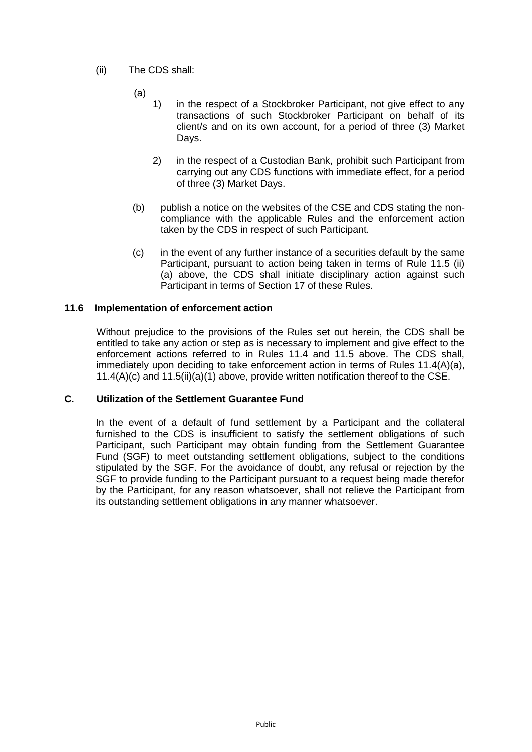(ii) The CDS shall:

(a)

1) in the respect of a Stockbroker Participant, not give effect to any transactions of such Stockbroker Participant on behalf of its client/s and on its own account, for a period of three (3) Market Days.

2) in the respect of a Custodian Bank, prohibit such Participant from carrying out any CDS functions with immediate effect, for a period of three (3) Market Days.

(b) publish a notice on the websites of the CSE and CDS stating the non-compliance with the applicable Rules and the enforcement action taken by the CDS in respect of such Participant.

(c) in the event of any further instance of a securities default by the same Participant, pursuant to action being taken in terms of Rule 11.5 (ii) (a) above, the CDS shall initiate disciplinary action against such Participant in terms of Section 17 of these Rules.

### 11.6 Implementation of enforcement action

Without prejudice to the provisions of the Rules set out herein, the CDS shall be entitled to take any action or step as is necessary to implement and give effect to the enforcement actions referred to in Rules 11.4 and 11.5 above. The CDS shall, immediately upon deciding to take enforcement action in terms of Rules 11.4(A)(a), 11.4(A)(c) and 11.5(ii)(a)(1) above, provide written notification thereof to the CSE.

## C. Utilization of the Settlement Guarantee Fund

In the event of a default of fund settlement by a Participant and the collateral furnished to the CDS is insufficient to satisfy the settlement obligations of such Participant, such Participant may obtain funding from the Settlement Guarantee Fund (SGF) to meet outstanding settlement obligations, subject to the conditions stipulated by the SGF. For the avoidance of doubt, any refusal or rejection by the SGF to provide funding to the Participant pursuant to a request being made therefor by the Participant, for any reason whatsoever, shall not relieve the Participant from its outstanding settlement obligations in any manner whatsoever.